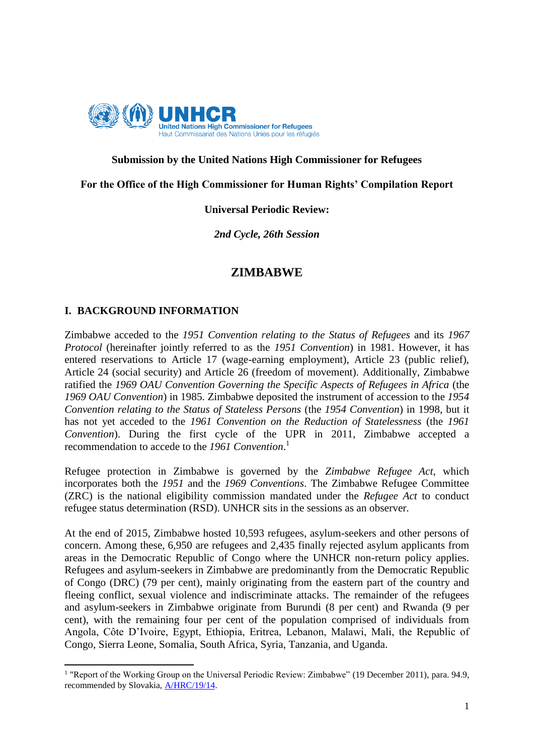**Submission by the United Nations High Commissioner for Refugees**

**For the Office of the High Commissioner for Human Rights' Compilation Report**

**Universal Periodic Review:**

***2nd Cycle, 26th Session***

# ZIMBABWE

## I. BACKGROUND INFORMATION

Zimbabwe acceded to the *1951 Convention relating to the Status of Refugees* and its *1967 Protocol* (hereinafter jointly referred to as the *1951 Convention*) in 1981. However, it has entered reservations to Article 17 (wage-earning employment), Article 23 (public relief), Article 24 (social security) and Article 26 (freedom of movement). Additionally, Zimbabwe ratified the *1969 OAU Convention Governing the Specific Aspects of Refugees in Africa* (the *1969 OAU Convention*) in 1985. Zimbabwe deposited the instrument of accession to the *1954 Convention relating to the Status of Stateless Persons* (the *1954 Convention*) in 1998, but it has not yet acceded to the *1961 Convention on the Reduction of Statelessness* (the *1961 Convention*). During the first cycle of the UPR in 2011, Zimbabwe accepted a recommendation to accede to the *1961 Convention*.[1]

Refugee protection in Zimbabwe is governed by the *Zimbabwe Refugee Act*, which incorporates both the *1951* and the *1969 Conventions*. The Zimbabwe Refugee Committee (ZRC) is the national eligibility commission mandated under the *Refugee Act* to conduct refugee status determination (RSD). UNHCR sits in the sessions as an observer.

At the end of 2015, Zimbabwe hosted 10,593 refugees, asylum-seekers and other persons of concern. Among these, 6,950 are refugees and 2,435 finally rejected asylum applicants from areas in the Democratic Republic of Congo where the UNHCR non-return policy applies. Refugees and asylum-seekers in Zimbabwe are predominantly from the Democratic Republic of Congo (DRC) (79 per cent), mainly originating from the eastern part of the country and fleeing conflict, sexual violence and indiscriminate attacks. The remainder of the refugees and asylum-seekers in Zimbabwe originate from Burundi (8 per cent) and Rwanda (9 per cent), with the remaining four per cent of the population comprised of individuals from Angola, Côte D'Ivoire, Egypt, Ethiopia, Eritrea, Lebanon, Malawi, Mali, the Republic of Congo, Sierra Leone, Somalia, South Africa, Syria, Tanzania, and Uganda.

---

[1] "Report of the Working Group on the Universal Periodic Review: Zimbabwe" (19 December 2011), para. 94.9, recommended by Slovakia, A/HRC/19/14.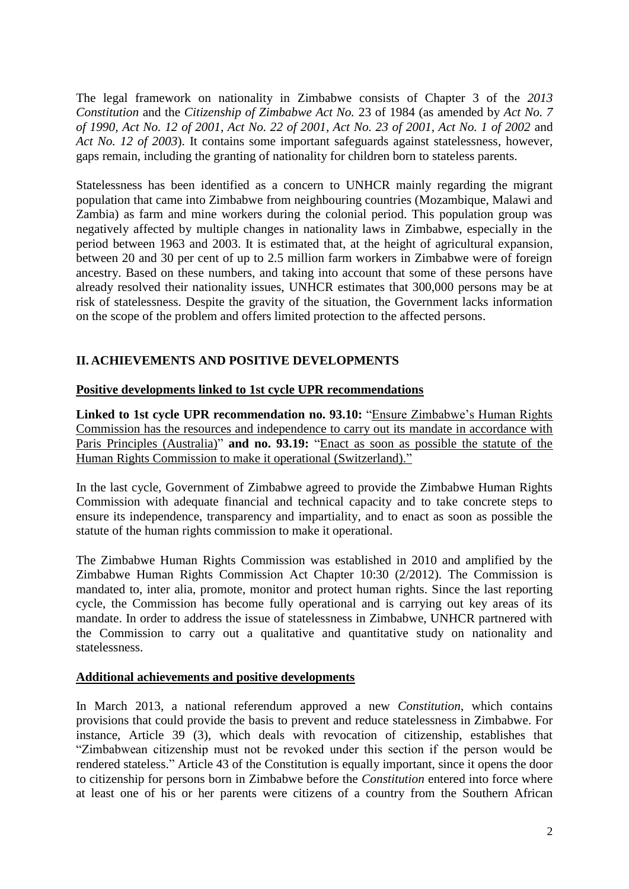The legal framework on nationality in Zimbabwe consists of Chapter 3 of the *2013 Constitution* and the *Citizenship of Zimbabwe Act No.* 23 of 1984 (as amended by *Act No. 7 of 1990, Act No. 12 of 2001, Act No. 22 of 2001, Act No. 23 of 2001, Act No. 1 of 2002* and *Act No. 12 of 2003*). It contains some important safeguards against statelessness, however, gaps remain, including the granting of nationality for children born to stateless parents.

Statelessness has been identified as a concern to UNHCR mainly regarding the migrant population that came into Zimbabwe from neighbouring countries (Mozambique, Malawi and Zambia) as farm and mine workers during the colonial period. This population group was negatively affected by multiple changes in nationality laws in Zimbabwe, especially in the period between 1963 and 2003. It is estimated that, at the height of agricultural expansion, between 20 and 30 per cent of up to 2.5 million farm workers in Zimbabwe were of foreign ancestry. Based on these numbers, and taking into account that some of these persons have already resolved their nationality issues, UNHCR estimates that 300,000 persons may be at risk of statelessness. Despite the gravity of the situation, the Government lacks information on the scope of the problem and offers limited protection to the affected persons.

## II. ACHIEVEMENTS AND POSITIVE DEVELOPMENTS

### Positive developments linked to 1st cycle UPR recommendations

**Linked to 1st cycle UPR recommendation no. 93.10:** "Ensure Zimbabwe's Human Rights Commission has the resources and independence to carry out its mandate in accordance with Paris Principles (Australia)" **and no. 93.19:** "Enact as soon as possible the statute of the Human Rights Commission to make it operational (Switzerland)."

In the last cycle, Government of Zimbabwe agreed to provide the Zimbabwe Human Rights Commission with adequate financial and technical capacity and to take concrete steps to ensure its independence, transparency and impartiality, and to enact as soon as possible the statute of the human rights commission to make it operational.

The Zimbabwe Human Rights Commission was established in 2010 and amplified by the Zimbabwe Human Rights Commission Act Chapter 10:30 (2/2012). The Commission is mandated to, inter alia, promote, monitor and protect human rights. Since the last reporting cycle, the Commission has become fully operational and is carrying out key areas of its mandate. In order to address the issue of statelessness in Zimbabwe, UNHCR partnered with the Commission to carry out a qualitative and quantitative study on nationality and statelessness.

### Additional achievements and positive developments

In March 2013, a national referendum approved a new *Constitution*, which contains provisions that could provide the basis to prevent and reduce statelessness in Zimbabwe. For instance, Article 39 (3), which deals with revocation of citizenship, establishes that "Zimbabwean citizenship must not be revoked under this section if the person would be rendered stateless." Article 43 of the Constitution is equally important, since it opens the door to citizenship for persons born in Zimbabwe before the *Constitution* entered into force where at least one of his or her parents were citizens of a country from the Southern African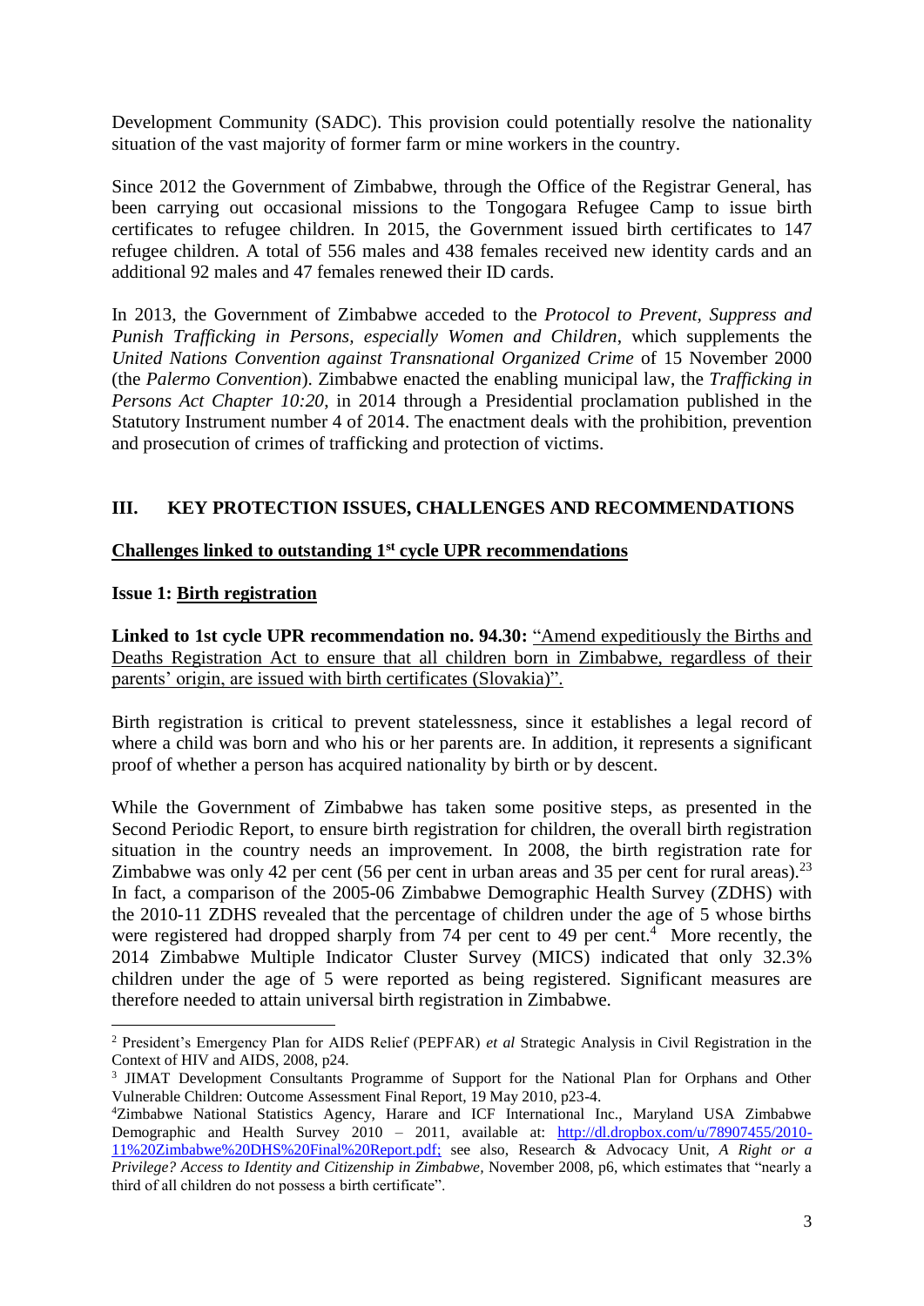Development Community (SADC). This provision could potentially resolve the nationality situation of the vast majority of former farm or mine workers in the country.

Since 2012 the Government of Zimbabwe, through the Office of the Registrar General, has been carrying out occasional missions to the Tongogara Refugee Camp to issue birth certificates to refugee children. In 2015, the Government issued birth certificates to 147 refugee children. A total of 556 males and 438 females received new identity cards and an additional 92 males and 47 females renewed their ID cards.

In 2013, the Government of Zimbabwe acceded to the *Protocol to Prevent, Suppress and Punish Trafficking in Persons, especially Women and Children*, which supplements the *United Nations Convention against Transnational Organized Crime* of 15 November 2000 (the *Palermo Convention*). Zimbabwe enacted the enabling municipal law, the *Trafficking in Persons Act Chapter 10:20*, in 2014 through a Presidential proclamation published in the Statutory Instrument number 4 of 2014. The enactment deals with the prohibition, prevention and prosecution of crimes of trafficking and protection of victims.

## III. KEY PROTECTION ISSUES, CHALLENGES AND RECOMMENDATIONS

### Challenges linked to outstanding 1st cycle UPR recommendations

**Issue 1: Birth registration**

**Linked to 1st cycle UPR recommendation no. 94.30:** "Amend expeditiously the Births and Deaths Registration Act to ensure that all children born in Zimbabwe, regardless of their parents' origin, are issued with birth certificates (Slovakia)".

Birth registration is critical to prevent statelessness, since it establishes a legal record of where a child was born and who his or her parents are. In addition, it represents a significant proof of whether a person has acquired nationality by birth or by descent.

While the Government of Zimbabwe has taken some positive steps, as presented in the Second Periodic Report, to ensure birth registration for children, the overall birth registration situation in the country needs an improvement. In 2008, the birth registration rate for Zimbabwe was only 42 per cent (56 per cent in urban areas and 35 per cent for rural areas).[23] In fact, a comparison of the 2005-06 Zimbabwe Demographic Health Survey (ZDHS) with the 2010-11 ZDHS revealed that the percentage of children under the age of 5 whose births were registered had dropped sharply from 74 per cent to 49 per cent.[4] More recently, the 2014 Zimbabwe Multiple Indicator Cluster Survey (MICS) indicated that only 32.3% children under the age of 5 were reported as being registered. Significant measures are therefore needed to attain universal birth registration in Zimbabwe.

---

[2] President's Emergency Plan for AIDS Relief (PEPFAR) *et al* Strategic Analysis in Civil Registration in the Context of HIV and AIDS, 2008, p24.

[3] JIMAT Development Consultants Programme of Support for the National Plan for Orphans and Other Vulnerable Children: Outcome Assessment Final Report, 19 May 2010, p23-4.

[4] Zimbabwe National Statistics Agency, Harare and ICF International Inc., Maryland USA Zimbabwe Demographic and Health Survey 2010 – 2011, available at: http://dl.dropbox.com/u/78907455/2010-11%20Zimbabwe%20DHS%20Final%20Report.pdf; see also, Research & Advocacy Unit, *A Right or a Privilege? Access to Identity and Citizenship in Zimbabwe*, November 2008, p6, which estimates that "nearly a third of all children do not possess a birth certificate".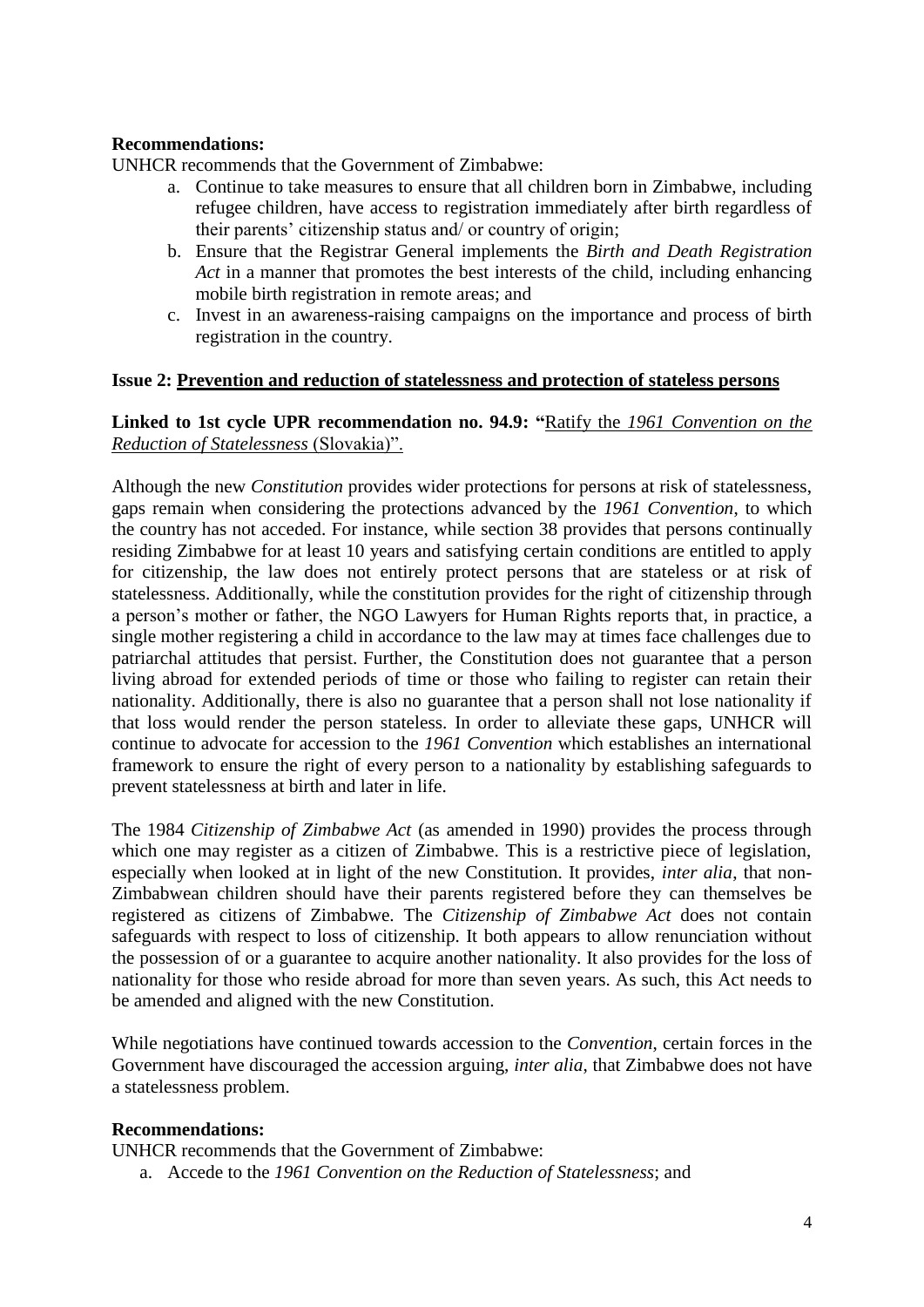**Recommendations:**

UNHCR recommends that the Government of Zimbabwe:

a. Continue to take measures to ensure that all children born in Zimbabwe, including refugee children, have access to registration immediately after birth regardless of their parents' citizenship status and/ or country of origin;
b. Ensure that the Registrar General implements the *Birth and Death Registration Act* in a manner that promotes the best interests of the child, including enhancing mobile birth registration in remote areas; and
c. Invest in an awareness-raising campaigns on the importance and process of birth registration in the country.

**Issue 2: <u>Prevention and reduction of statelessness and protection of stateless persons</u>**

**Linked to 1st cycle UPR recommendation no. 94.9: "**<u>Ratify the *1961 Convention on the Reduction of Statelessness* (Slovakia)".</u>

Although the new *Constitution* provides wider protections for persons at risk of statelessness, gaps remain when considering the protections advanced by the *1961 Convention*, to which the country has not acceded. For instance, while section 38 provides that persons continually residing Zimbabwe for at least 10 years and satisfying certain conditions are entitled to apply for citizenship, the law does not entirely protect persons that are stateless or at risk of statelessness. Additionally, while the constitution provides for the right of citizenship through a person's mother or father, the NGO Lawyers for Human Rights reports that, in practice, a single mother registering a child in accordance to the law may at times face challenges due to patriarchal attitudes that persist. Further, the Constitution does not guarantee that a person living abroad for extended periods of time or those who failing to register can retain their nationality. Additionally, there is also no guarantee that a person shall not lose nationality if that loss would render the person stateless. In order to alleviate these gaps, UNHCR will continue to advocate for accession to the *1961 Convention* which establishes an international framework to ensure the right of every person to a nationality by establishing safeguards to prevent statelessness at birth and later in life.

The 1984 *Citizenship of Zimbabwe Act* (as amended in 1990) provides the process through which one may register as a citizen of Zimbabwe. This is a restrictive piece of legislation, especially when looked at in light of the new Constitution. It provides, *inter alia*, that non-Zimbabwean children should have their parents registered before they can themselves be registered as citizens of Zimbabwe. The *Citizenship of Zimbabwe Act* does not contain safeguards with respect to loss of citizenship. It both appears to allow renunciation without the possession of or a guarantee to acquire another nationality. It also provides for the loss of nationality for those who reside abroad for more than seven years. As such, this Act needs to be amended and aligned with the new Constitution.

While negotiations have continued towards accession to the *Convention*, certain forces in the Government have discouraged the accession arguing, *inter alia*, that Zimbabwe does not have a statelessness problem.

**Recommendations:**

UNHCR recommends that the Government of Zimbabwe:

a. Accede to the *1961 Convention on the Reduction of Statelessness*; and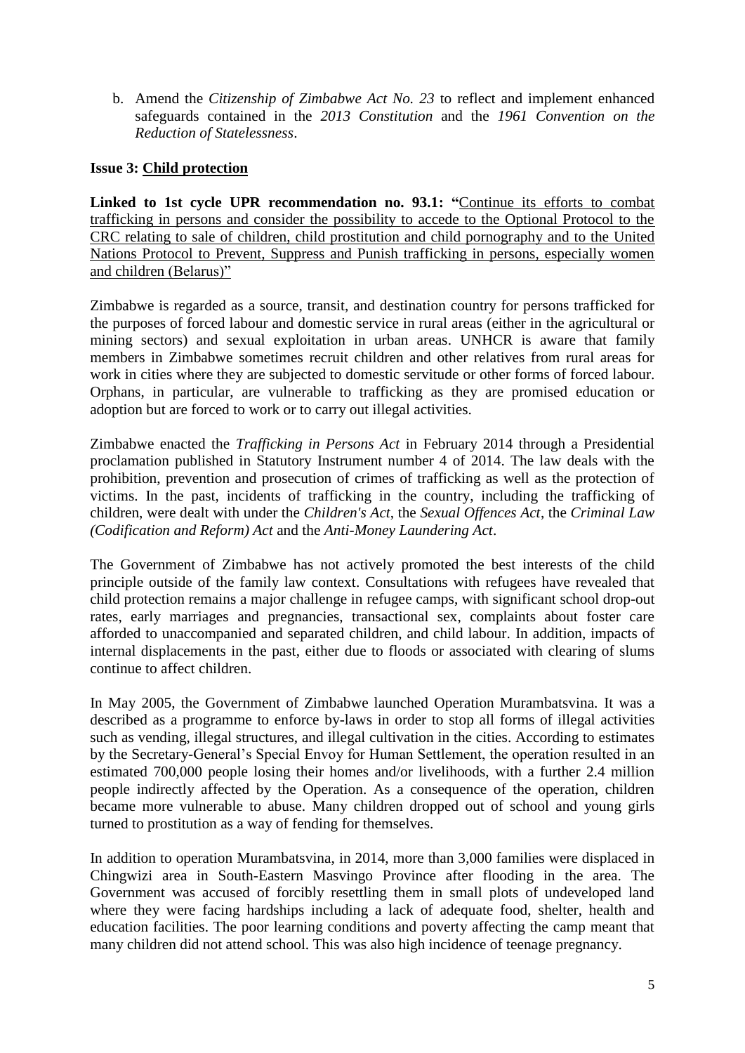b. Amend the *Citizenship of Zimbabwe Act No. 23* to reflect and implement enhanced safeguards contained in the *2013 Constitution* and the *1961 Convention on the Reduction of Statelessness*.

**Issue 3: Child protection**

**Linked to 1st cycle UPR recommendation no. 93.1:** "Continue its efforts to combat trafficking in persons and consider the possibility to accede to the Optional Protocol to the CRC relating to sale of children, child prostitution and child pornography and to the United Nations Protocol to Prevent, Suppress and Punish trafficking in persons, especially women and children (Belarus)"

Zimbabwe is regarded as a source, transit, and destination country for persons trafficked for the purposes of forced labour and domestic service in rural areas (either in the agricultural or mining sectors) and sexual exploitation in urban areas. UNHCR is aware that family members in Zimbabwe sometimes recruit children and other relatives from rural areas for work in cities where they are subjected to domestic servitude or other forms of forced labour. Orphans, in particular, are vulnerable to trafficking as they are promised education or adoption but are forced to work or to carry out illegal activities.

Zimbabwe enacted the *Trafficking in Persons Act* in February 2014 through a Presidential proclamation published in Statutory Instrument number 4 of 2014. The law deals with the prohibition, prevention and prosecution of crimes of trafficking as well as the protection of victims. In the past, incidents of trafficking in the country, including the trafficking of children, were dealt with under the *Children's Act*, the *Sexual Offences Act*, the *Criminal Law (Codification and Reform) Act* and the *Anti-Money Laundering Act*.

The Government of Zimbabwe has not actively promoted the best interests of the child principle outside of the family law context. Consultations with refugees have revealed that child protection remains a major challenge in refugee camps, with significant school drop-out rates, early marriages and pregnancies, transactional sex, complaints about foster care afforded to unaccompanied and separated children, and child labour. In addition, impacts of internal displacements in the past, either due to floods or associated with clearing of slums continue to affect children.

In May 2005, the Government of Zimbabwe launched Operation Murambatsvina. It was a described as a programme to enforce by-laws in order to stop all forms of illegal activities such as vending, illegal structures, and illegal cultivation in the cities. According to estimates by the Secretary-General's Special Envoy for Human Settlement, the operation resulted in an estimated 700,000 people losing their homes and/or livelihoods, with a further 2.4 million people indirectly affected by the Operation. As a consequence of the operation, children became more vulnerable to abuse. Many children dropped out of school and young girls turned to prostitution as a way of fending for themselves.

In addition to operation Murambatsvina, in 2014, more than 3,000 families were displaced in Chingwizi area in South-Eastern Masvingo Province after flooding in the area. The Government was accused of forcibly resettling them in small plots of undeveloped land where they were facing hardships including a lack of adequate food, shelter, health and education facilities. The poor learning conditions and poverty affecting the camp meant that many children did not attend school. This was also high incidence of teenage pregnancy.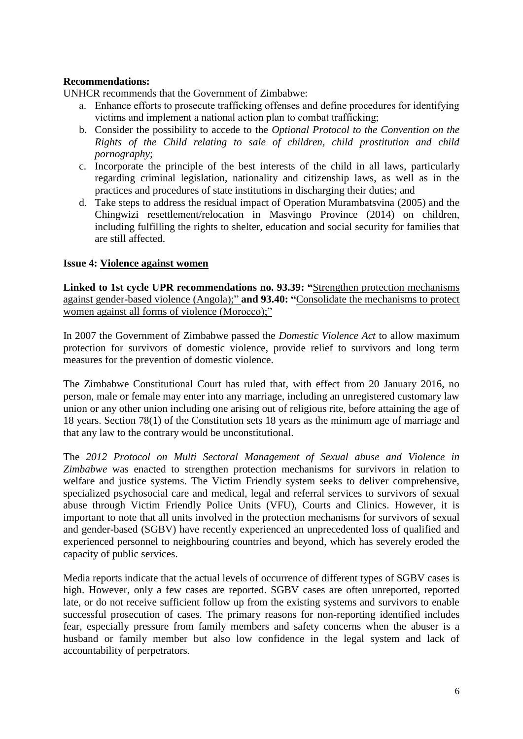**Recommendations:**

UNHCR recommends that the Government of Zimbabwe:

a. Enhance efforts to prosecute trafficking offenses and define procedures for identifying victims and implement a national action plan to combat trafficking;
b. Consider the possibility to accede to the *Optional Protocol to the Convention on the Rights of the Child relating to sale of children, child prostitution and child pornography*;
c. Incorporate the principle of the best interests of the child in all laws, particularly regarding criminal legislation, nationality and citizenship laws, as well as in the practices and procedures of state institutions in discharging their duties; and
d. Take steps to address the residual impact of Operation Murambatsvina (2005) and the Chingwizi resettlement/relocation in Masvingo Province (2014) on children, including fulfilling the rights to shelter, education and social security for families that are still affected.

**Issue 4: Violence against women**

**Linked to 1st cycle UPR recommendations no. 93.39: "**Strengthen protection mechanisms against gender-based violence (Angola);" **and 93.40: "**Consolidate the mechanisms to protect women against all forms of violence (Morocco);"

In 2007 the Government of Zimbabwe passed the *Domestic Violence Act* to allow maximum protection for survivors of domestic violence, provide relief to survivors and long term measures for the prevention of domestic violence.

The Zimbabwe Constitutional Court has ruled that, with effect from 20 January 2016, no person, male or female may enter into any marriage, including an unregistered customary law union or any other union including one arising out of religious rite, before attaining the age of 18 years. Section 78(1) of the Constitution sets 18 years as the minimum age of marriage and that any law to the contrary would be unconstitutional.

The *2012 Protocol on Multi Sectoral Management of Sexual abuse and Violence in Zimbabwe* was enacted to strengthen protection mechanisms for survivors in relation to welfare and justice systems. The Victim Friendly system seeks to deliver comprehensive, specialized psychosocial care and medical, legal and referral services to survivors of sexual abuse through Victim Friendly Police Units (VFU), Courts and Clinics. However, it is important to note that all units involved in the protection mechanisms for survivors of sexual and gender-based (SGBV) have recently experienced an unprecedented loss of qualified and experienced personnel to neighbouring countries and beyond, which has severely eroded the capacity of public services.

Media reports indicate that the actual levels of occurrence of different types of SGBV cases is high. However, only a few cases are reported. SGBV cases are often unreported, reported late, or do not receive sufficient follow up from the existing systems and survivors to enable successful prosecution of cases. The primary reasons for non-reporting identified includes fear, especially pressure from family members and safety concerns when the abuser is a husband or family member but also low confidence in the legal system and lack of accountability of perpetrators.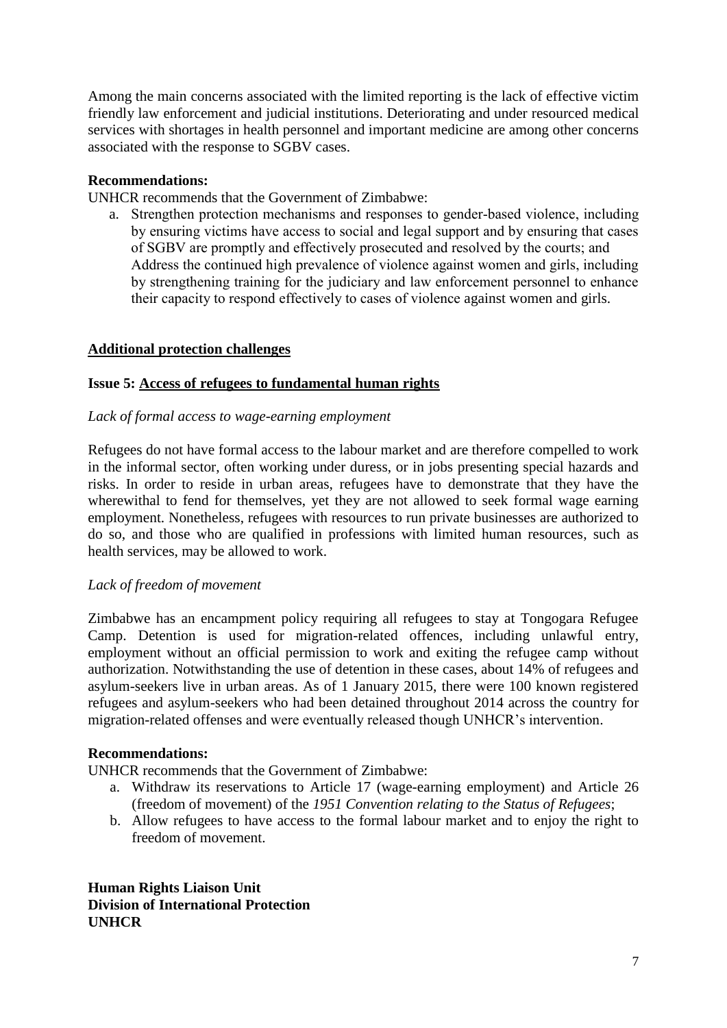Among the main concerns associated with the limited reporting is the lack of effective victim friendly law enforcement and judicial institutions. Deteriorating and under resourced medical services with shortages in health personnel and important medicine are among other concerns associated with the response to SGBV cases.

**Recommendations:**

UNHCR recommends that the Government of Zimbabwe:

a. Strengthen protection mechanisms and responses to gender-based violence, including by ensuring victims have access to social and legal support and by ensuring that cases of SGBV are promptly and effectively prosecuted and resolved by the courts; and Address the continued high prevalence of violence against women and girls, including by strengthening training for the judiciary and law enforcement personnel to enhance their capacity to respond effectively to cases of violence against women and girls.

**Additional protection challenges**

**Issue 5: Access of refugees to fundamental human rights**

*Lack of formal access to wage-earning employment*

Refugees do not have formal access to the labour market and are therefore compelled to work in the informal sector, often working under duress, or in jobs presenting special hazards and risks. In order to reside in urban areas, refugees have to demonstrate that they have the wherewithal to fend for themselves, yet they are not allowed to seek formal wage earning employment. Nonetheless, refugees with resources to run private businesses are authorized to do so, and those who are qualified in professions with limited human resources, such as health services, may be allowed to work.

*Lack of freedom of movement*

Zimbabwe has an encampment policy requiring all refugees to stay at Tongogara Refugee Camp. Detention is used for migration-related offences, including unlawful entry, employment without an official permission to work and exiting the refugee camp without authorization. Notwithstanding the use of detention in these cases, about 14% of refugees and asylum-seekers live in urban areas. As of 1 January 2015, there were 100 known registered refugees and asylum-seekers who had been detained throughout 2014 across the country for migration-related offenses and were eventually released though UNHCR's intervention.

**Recommendations:**

UNHCR recommends that the Government of Zimbabwe:

a. Withdraw its reservations to Article 17 (wage-earning employment) and Article 26 (freedom of movement) of the *1951 Convention relating to the Status of Refugees*;
b. Allow refugees to have access to the formal labour market and to enjoy the right to freedom of movement.

**Human Rights Liaison Unit**
**Division of International Protection**
**UNHCR**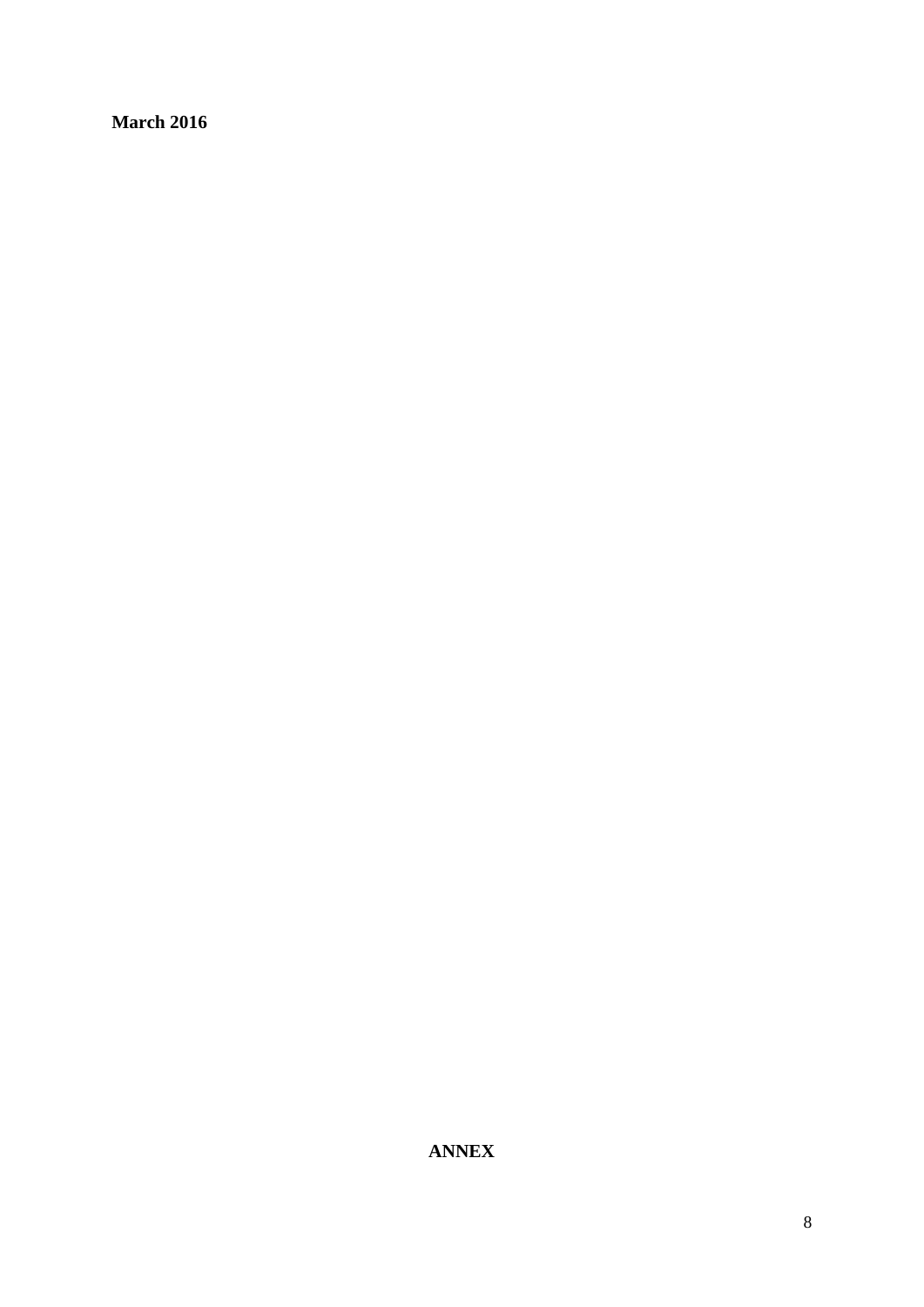**March 2016**

**ANNEX**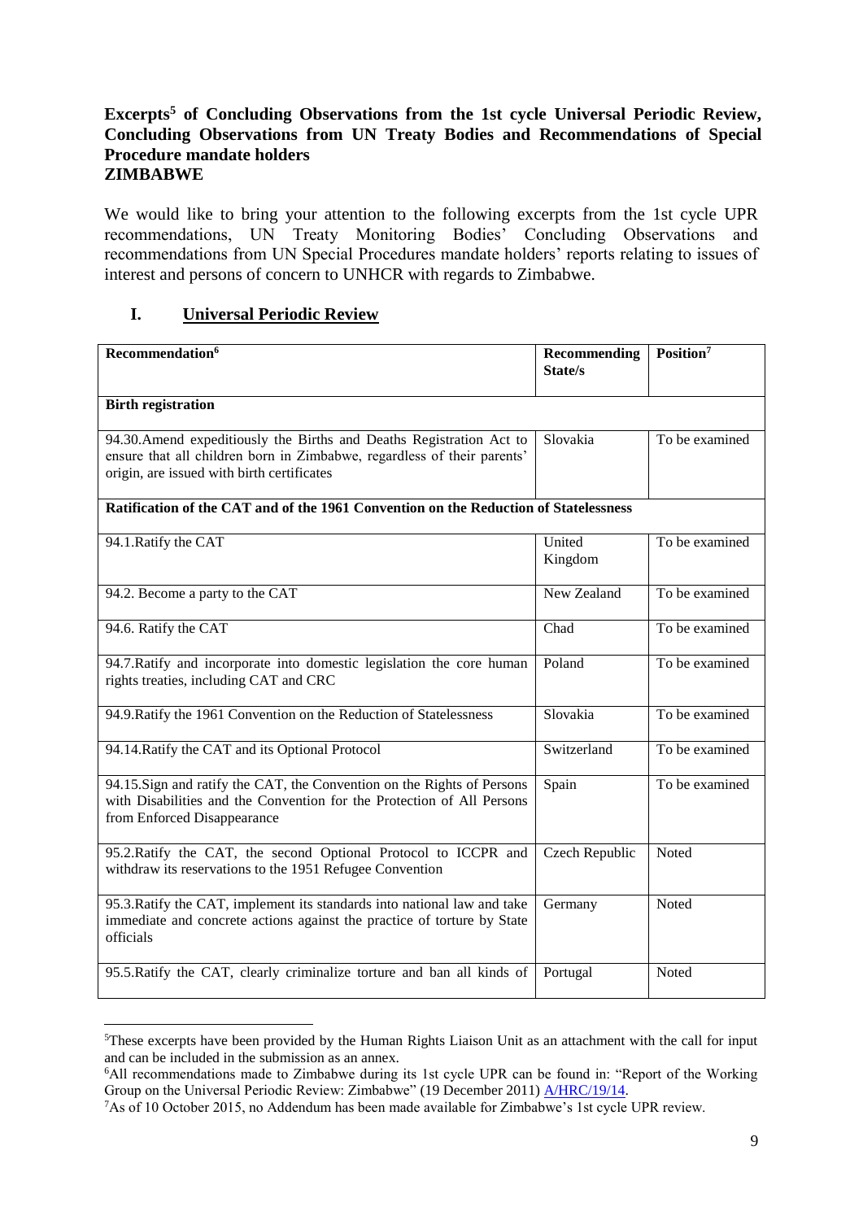**Excerpts[5] of Concluding Observations from the 1st cycle Universal Periodic Review, Concluding Observations from UN Treaty Bodies and Recommendations of Special Procedure mandate holders**
**ZIMBABWE**

We would like to bring your attention to the following excerpts from the 1st cycle UPR recommendations, UN Treaty Monitoring Bodies' Concluding Observations and recommendations from UN Special Procedures mandate holders' reports relating to issues of interest and persons of concern to UNHCR with regards to Zimbabwe.

## I. Universal Periodic Review

| Recommendation[6] | Recommending State/s | Position[7] |
|---|---|---|
| **Birth registration** | | |
| 94.30.Amend expeditiously the Births and Deaths Registration Act to ensure that all children born in Zimbabwe, regardless of their parents' origin, are issued with birth certificates | Slovakia | To be examined |
| **Ratification of the CAT and of the 1961 Convention on the Reduction of Statelessness** | | |
| 94.1.Ratify the CAT | United Kingdom | To be examined |
| 94.2. Become a party to the CAT | New Zealand | To be examined |
| 94.6. Ratify the CAT | Chad | To be examined |
| 94.7.Ratify and incorporate into domestic legislation the core human rights treaties, including CAT and CRC | Poland | To be examined |
| 94.9.Ratify the 1961 Convention on the Reduction of Statelessness | Slovakia | To be examined |
| 94.14.Ratify the CAT and its Optional Protocol | Switzerland | To be examined |
| 94.15.Sign and ratify the CAT, the Convention on the Rights of Persons with Disabilities and the Convention for the Protection of All Persons from Enforced Disappearance | Spain | To be examined |
| 95.2.Ratify the CAT, the second Optional Protocol to ICCPR and withdraw its reservations to the 1951 Refugee Convention | Czech Republic | Noted |
| 95.3.Ratify the CAT, implement its standards into national law and take immediate and concrete actions against the practice of torture by State officials | Germany | Noted |
| 95.5.Ratify the CAT, clearly criminalize torture and ban all kinds of | Portugal | Noted |

[5] These excerpts have been provided by the Human Rights Liaison Unit as an attachment with the call for input and can be included in the submission as an annex.

[6] All recommendations made to Zimbabwe during its 1st cycle UPR can be found in: "Report of the Working Group on the Universal Periodic Review: Zimbabwe" (19 December 2011) A/HRC/19/14.

[7] As of 10 October 2015, no Addendum has been made available for Zimbabwe's 1st cycle UPR review.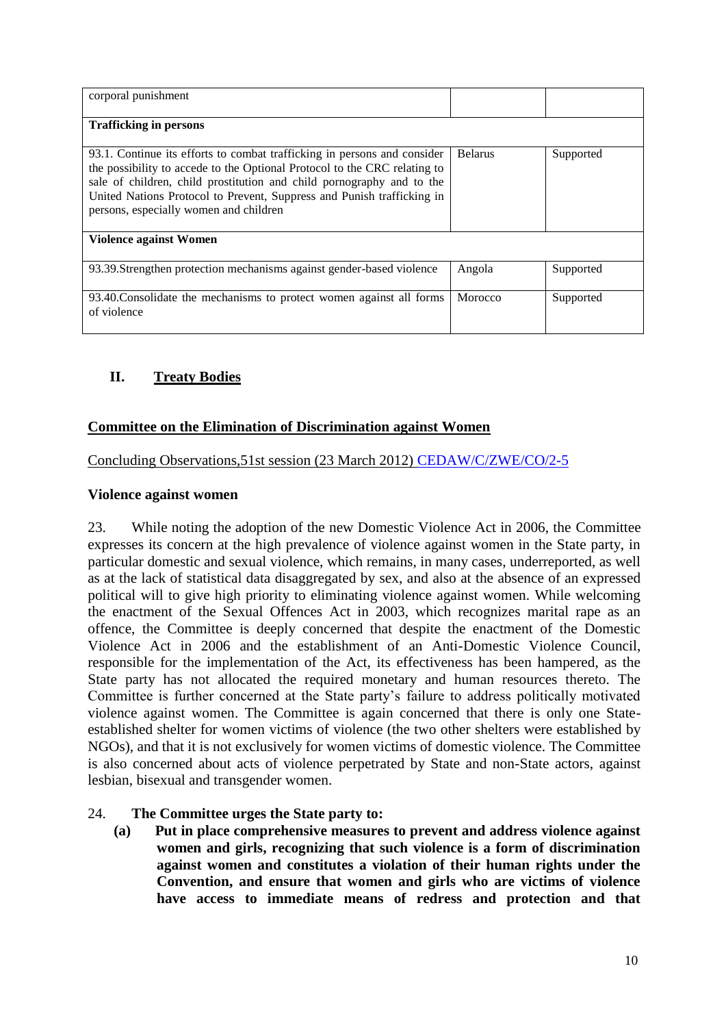| corporal punishment | | |
|---|---|---|
| **Trafficking in persons** | | |
| 93.1. Continue its efforts to combat trafficking in persons and consider the possibility to accede to the Optional Protocol to the CRC relating to sale of children, child prostitution and child pornography and to the United Nations Protocol to Prevent, Suppress and Punish trafficking in persons, especially women and children | Belarus | Supported |
| **Violence against Women** | | |
| 93.39.Strengthen protection mechanisms against gender-based violence | Angola | Supported |
| 93.40.Consolidate the mechanisms to protect women against all forms of violence | Morocco | Supported |

## II. Treaty Bodies

### Committee on the Elimination of Discrimination against Women

Concluding Observations,51st session (23 March 2012) CEDAW/C/ZWE/CO/2-5

**Violence against women**

23. While noting the adoption of the new Domestic Violence Act in 2006, the Committee expresses its concern at the high prevalence of violence against women in the State party, in particular domestic and sexual violence, which remains, in many cases, underreported, as well as at the lack of statistical data disaggregated by sex, and also at the absence of an expressed political will to give high priority to eliminating violence against women. While welcoming the enactment of the Sexual Offences Act in 2003, which recognizes marital rape as an offence, the Committee is deeply concerned that despite the enactment of the Domestic Violence Act in 2006 and the establishment of an Anti-Domestic Violence Council, responsible for the implementation of the Act, its effectiveness has been hampered, as the State party has not allocated the required monetary and human resources thereto. The Committee is further concerned at the State party's failure to address politically motivated violence against women. The Committee is again concerned that there is only one State-established shelter for women victims of violence (the two other shelters were established by NGOs), and that it is not exclusively for women victims of domestic violence. The Committee is also concerned about acts of violence perpetrated by State and non-State actors, against lesbian, bisexual and transgender women.

24. **The Committee urges the State party to:**

**(a) Put in place comprehensive measures to prevent and address violence against women and girls, recognizing that such violence is a form of discrimination against women and constitutes a violation of their human rights under the Convention, and ensure that women and girls who are victims of violence have access to immediate means of redress and protection and that**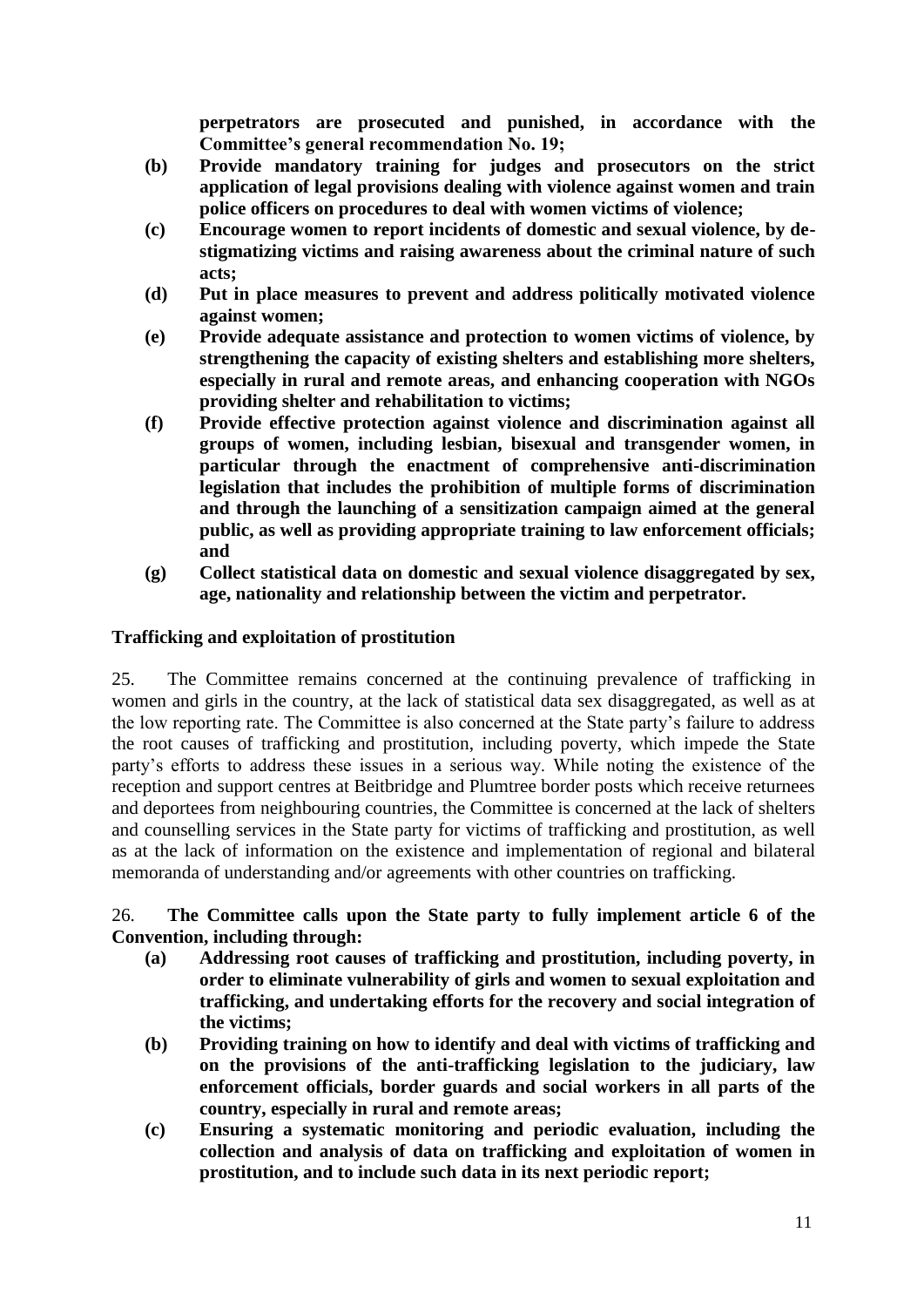**perpetrators are prosecuted and punished, in accordance with the Committee's general recommendation No. 19;**

- **(b) Provide mandatory training for judges and prosecutors on the strict application of legal provisions dealing with violence against women and train police officers on procedures to deal with women victims of violence;**
- **(c) Encourage women to report incidents of domestic and sexual violence, by de-stigmatizing victims and raising awareness about the criminal nature of such acts;**
- **(d) Put in place measures to prevent and address politically motivated violence against women;**
- **(e) Provide adequate assistance and protection to women victims of violence, by strengthening the capacity of existing shelters and establishing more shelters, especially in rural and remote areas, and enhancing cooperation with NGOs providing shelter and rehabilitation to victims;**
- **(f) Provide effective protection against violence and discrimination against all groups of women, including lesbian, bisexual and transgender women, in particular through the enactment of comprehensive anti-discrimination legislation that includes the prohibition of multiple forms of discrimination and through the launching of a sensitization campaign aimed at the general public, as well as providing appropriate training to law enforcement officials; and**
- **(g) Collect statistical data on domestic and sexual violence disaggregated by sex, age, nationality and relationship between the victim and perpetrator.**

### Trafficking and exploitation of prostitution

25. The Committee remains concerned at the continuing prevalence of trafficking in women and girls in the country, at the lack of statistical data sex disaggregated, as well as at the low reporting rate. The Committee is also concerned at the State party's failure to address the root causes of trafficking and prostitution, including poverty, which impede the State party's efforts to address these issues in a serious way. While noting the existence of the reception and support centres at Beitbridge and Plumtree border posts which receive returnees and deportees from neighbouring countries, the Committee is concerned at the lack of shelters and counselling services in the State party for victims of trafficking and prostitution, as well as at the lack of information on the existence and implementation of regional and bilateral memoranda of understanding and/or agreements with other countries on trafficking.

26. **The Committee calls upon the State party to fully implement article 6 of the Convention, including through:**

- **(a) Addressing root causes of trafficking and prostitution, including poverty, in order to eliminate vulnerability of girls and women to sexual exploitation and trafficking, and undertaking efforts for the recovery and social integration of the victims;**
- **(b) Providing training on how to identify and deal with victims of trafficking and on the provisions of the anti-trafficking legislation to the judiciary, law enforcement officials, border guards and social workers in all parts of the country, especially in rural and remote areas;**
- **(c) Ensuring a systematic monitoring and periodic evaluation, including the collection and analysis of data on trafficking and exploitation of women in prostitution, and to include such data in its next periodic report;**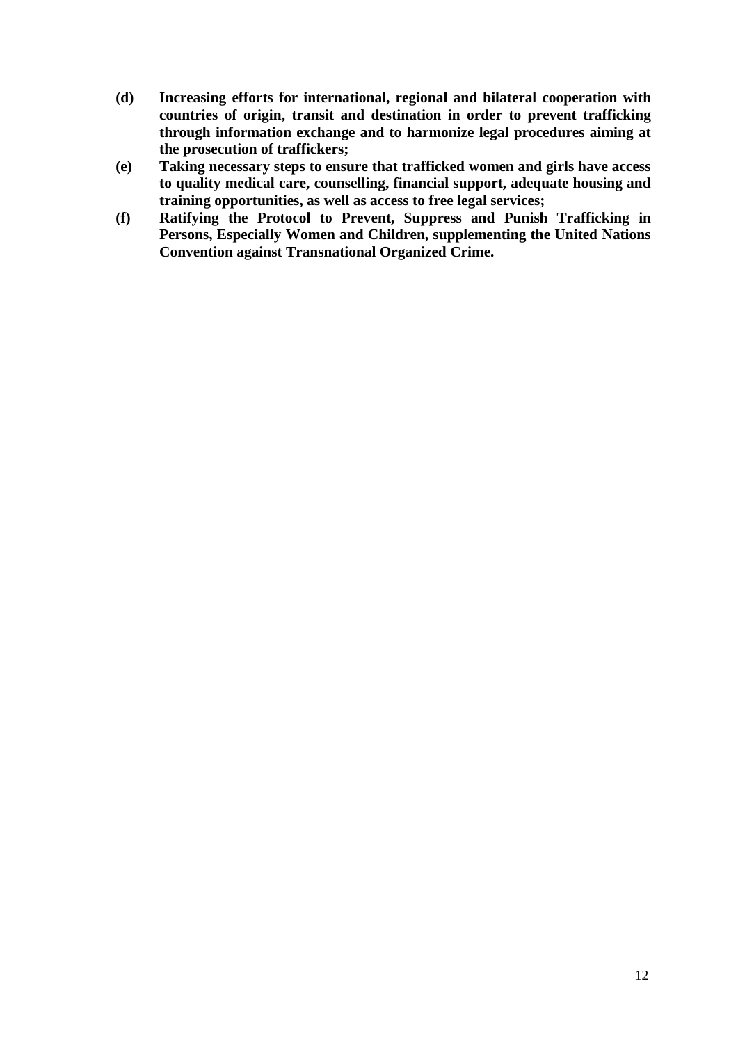**(d)** **Increasing efforts for international, regional and bilateral cooperation with countries of origin, transit and destination in order to prevent trafficking through information exchange and to harmonize legal procedures aiming at the prosecution of traffickers;**

**(e)** **Taking necessary steps to ensure that trafficked women and girls have access to quality medical care, counselling, financial support, adequate housing and training opportunities, as well as access to free legal services;**

**(f)** **Ratifying the Protocol to Prevent, Suppress and Punish Trafficking in Persons, Especially Women and Children, supplementing the United Nations Convention against Transnational Organized Crime.**